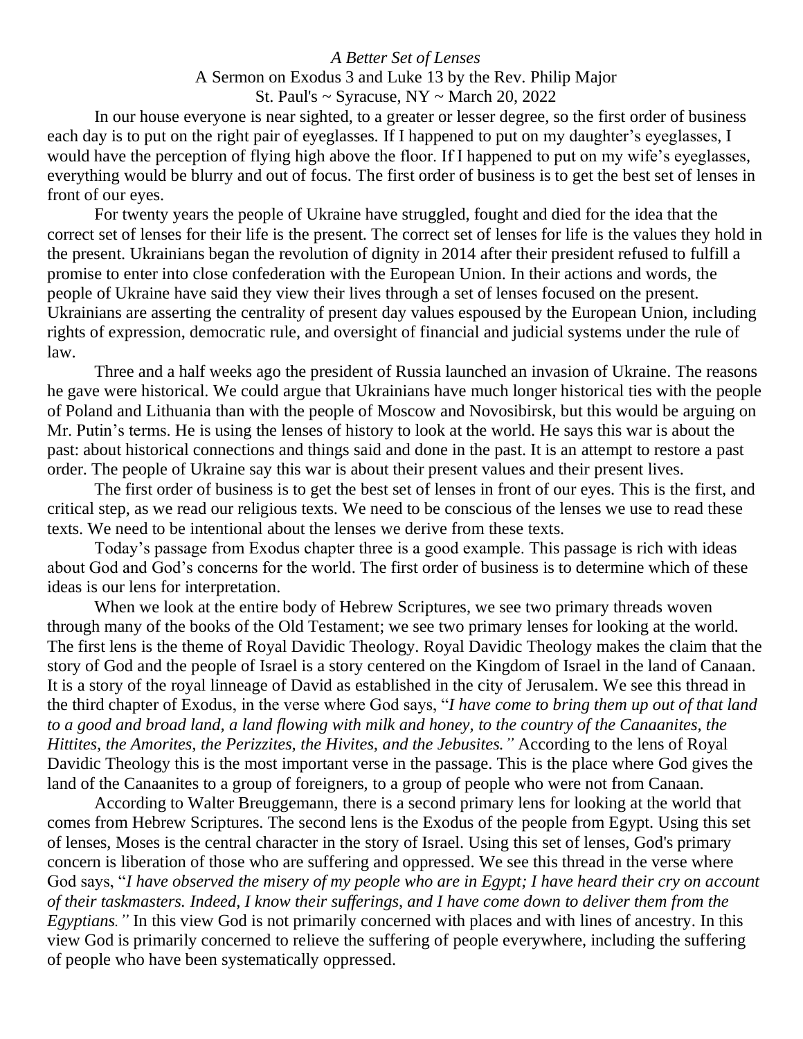*A Better Set of Lenses*

A Sermon on Exodus 3 and Luke 13 by the Rev. Philip Major

St. Paul's ~ Syracuse, NY ~ March 20, 2022

In our house everyone is near sighted, to a greater or lesser degree, so the first order of business each day is to put on the right pair of eyeglasses. If I happened to put on my daughter's eyeglasses, I would have the perception of flying high above the floor. If I happened to put on my wife's eyeglasses, everything would be blurry and out of focus. The first order of business is to get the best set of lenses in front of our eyes.

For twenty years the people of Ukraine have struggled, fought and died for the idea that the correct set of lenses for their life is the present. The correct set of lenses for life is the values they hold in the present. Ukrainians began the revolution of dignity in 2014 after their president refused to fulfill a promise to enter into close confederation with the European Union. In their actions and words, the people of Ukraine have said they view their lives through a set of lenses focused on the present. Ukrainians are asserting the centrality of present day values espoused by the European Union, including rights of expression, democratic rule, and oversight of financial and judicial systems under the rule of law.

Three and a half weeks ago the president of Russia launched an invasion of Ukraine. The reasons he gave were historical. We could argue that Ukrainians have much longer historical ties with the people of Poland and Lithuania than with the people of Moscow and Novosibirsk, but this would be arguing on Mr. Putin's terms. He is using the lenses of history to look at the world. He says this war is about the past: about historical connections and things said and done in the past. It is an attempt to restore a past order. The people of Ukraine say this war is about their present values and their present lives.

The first order of business is to get the best set of lenses in front of our eyes. This is the first, and critical step, as we read our religious texts. We need to be conscious of the lenses we use to read these texts. We need to be intentional about the lenses we derive from these texts.

Today's passage from Exodus chapter three is a good example. This passage is rich with ideas about God and God's concerns for the world. The first order of business is to determine which of these ideas is our lens for interpretation.

When we look at the entire body of Hebrew Scriptures, we see two primary threads woven through many of the books of the Old Testament; we see two primary lenses for looking at the world. The first lens is the theme of Royal Davidic Theology. Royal Davidic Theology makes the claim that the story of God and the people of Israel is a story centered on the Kingdom of Israel in the land of Canaan. It is a story of the royal linneage of David as established in the city of Jerusalem. We see this thread in the third chapter of Exodus, in the verse where God says, "*I have come to bring them up out of that land to a good and broad land, a land flowing with milk and honey, to the country of the Canaanites, the Hittites, the Amorites, the Perizzites, the Hivites, and the Jebusites."* According to the lens of Royal Davidic Theology this is the most important verse in the passage. This is the place where God gives the land of the Canaanites to a group of foreigners, to a group of people who were not from Canaan.

According to Walter Breuggemann, there is a second primary lens for looking at the world that comes from Hebrew Scriptures. The second lens is the Exodus of the people from Egypt. Using this set of lenses, Moses is the central character in the story of Israel. Using this set of lenses, God's primary concern is liberation of those who are suffering and oppressed. We see this thread in the verse where God says, "*I have observed the misery of my people who are in Egypt; I have heard their cry on account of their taskmasters. Indeed, I know their sufferings, and I have come down to deliver them from the Egyptians."* In this view God is not primarily concerned with places and with lines of ancestry. In this view God is primarily concerned to relieve the suffering of people everywhere, including the suffering of people who have been systematically oppressed.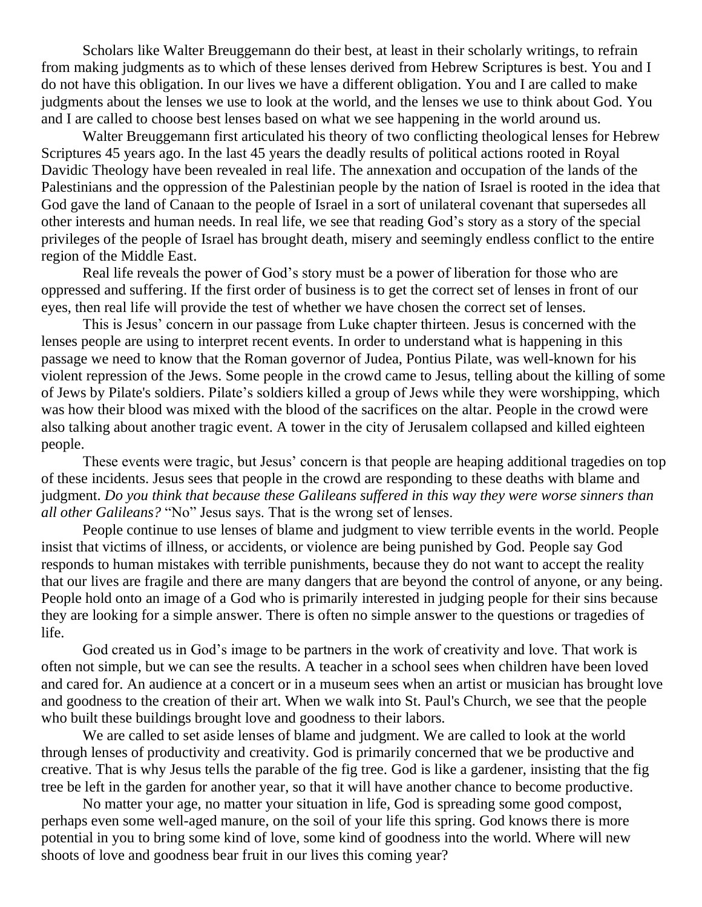Scholars like Walter Breuggemann do their best, at least in their scholarly writings, to refrain from making judgments as to which of these lenses derived from Hebrew Scriptures is best. You and I do not have this obligation. In our lives we have a different obligation. You and I are called to make judgments about the lenses we use to look at the world, and the lenses we use to think about God. You and I are called to choose best lenses based on what we see happening in the world around us.

Walter Breuggemann first articulated his theory of two conflicting theological lenses for Hebrew Scriptures 45 years ago. In the last 45 years the deadly results of political actions rooted in Royal Davidic Theology have been revealed in real life. The annexation and occupation of the lands of the Palestinians and the oppression of the Palestinian people by the nation of Israel is rooted in the idea that God gave the land of Canaan to the people of Israel in a sort of unilateral covenant that supersedes all other interests and human needs. In real life, we see that reading God's story as a story of the special privileges of the people of Israel has brought death, misery and seemingly endless conflict to the entire region of the Middle East.

Real life reveals the power of God's story must be a power of liberation for those who are oppressed and suffering. If the first order of business is to get the correct set of lenses in front of our eyes, then real life will provide the test of whether we have chosen the correct set of lenses.

This is Jesus' concern in our passage from Luke chapter thirteen. Jesus is concerned with the lenses people are using to interpret recent events. In order to understand what is happening in this passage we need to know that the Roman governor of Judea, Pontius Pilate, was well-known for his violent repression of the Jews. Some people in the crowd came to Jesus, telling about the killing of some of Jews by Pilate's soldiers. Pilate's soldiers killed a group of Jews while they were worshipping, which was how their blood was mixed with the blood of the sacrifices on the altar. People in the crowd were also talking about another tragic event. A tower in the city of Jerusalem collapsed and killed eighteen people.

These events were tragic, but Jesus' concern is that people are heaping additional tragedies on top of these incidents. Jesus sees that people in the crowd are responding to these deaths with blame and judgment. *Do you think that because these Galileans suffered in this way they were worse sinners than all other Galileans?* "No" Jesus says. That is the wrong set of lenses.

People continue to use lenses of blame and judgment to view terrible events in the world. People insist that victims of illness, or accidents, or violence are being punished by God. People say God responds to human mistakes with terrible punishments, because they do not want to accept the reality that our lives are fragile and there are many dangers that are beyond the control of anyone, or any being. People hold onto an image of a God who is primarily interested in judging people for their sins because they are looking for a simple answer. There is often no simple answer to the questions or tragedies of life.

God created us in God's image to be partners in the work of creativity and love. That work is often not simple, but we can see the results. A teacher in a school sees when children have been loved and cared for. An audience at a concert or in a museum sees when an artist or musician has brought love and goodness to the creation of their art. When we walk into St. Paul's Church, we see that the people who built these buildings brought love and goodness to their labors.

We are called to set aside lenses of blame and judgment. We are called to look at the world through lenses of productivity and creativity. God is primarily concerned that we be productive and creative. That is why Jesus tells the parable of the fig tree. God is like a gardener, insisting that the fig tree be left in the garden for another year, so that it will have another chance to become productive.

No matter your age, no matter your situation in life, God is spreading some good compost, perhaps even some well-aged manure, on the soil of your life this spring. God knows there is more potential in you to bring some kind of love, some kind of goodness into the world. Where will new shoots of love and goodness bear fruit in our lives this coming year?